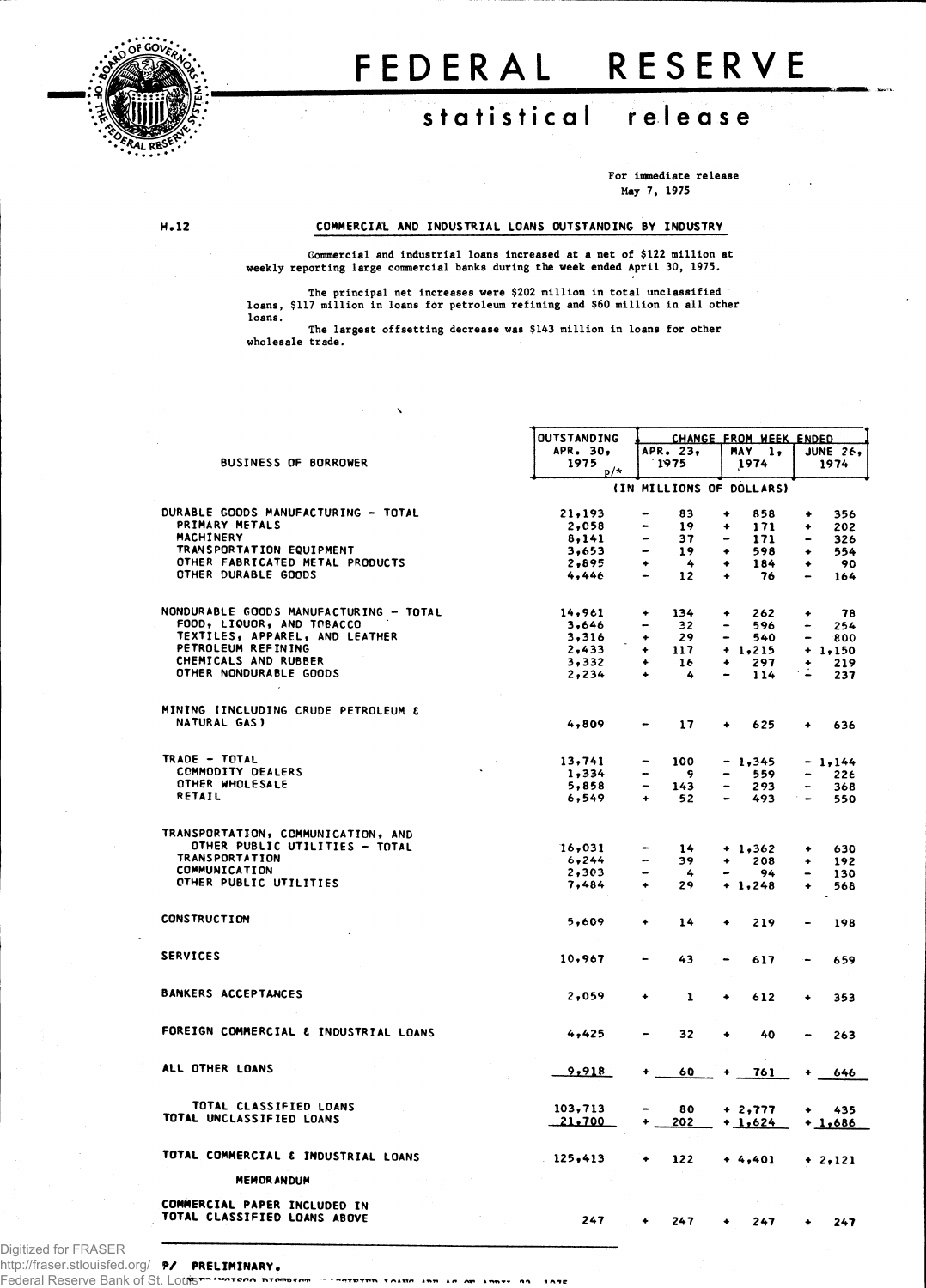# FEDERAL RESERVE

## statistical release

For immediate release
May 7, 1975

H.12

### COMMERCIAL AND INDUSTRIAL LOANS OUTSTANDING BY INDUSTRY

Commercial and industrial loans increased at a net of $122 million at weekly reporting large commercial banks during the week ended April 30, 1975.

The principal net increases were $202 million in total unclassified loans, $117 million in loans for petroleum refining and $60 million in all other loans.

The largest offsetting decrease was $143 million in loans for other wholesale trade.

| BUSINESS OF BORROWER | OUTSTANDING APR. 30, 1975 p/* | CHANGE FROM WEEK ENDED APR. 23, 1975 | MAY 1, 1974 | JUNE 26, 1974 |
|---|---|---|---|---|
| | (IN MILLIONS OF DOLLARS) | | | |
| DURABLE GOODS MANUFACTURING - TOTAL | 21,193 | - 83 | + 858 | + 356 |
| PRIMARY METALS | 2,058 | - 19 | + 171 | + 202 |
| MACHINERY | 8,141 | - 37 | - 171 | - 326 |
| TRANSPORTATION EQUIPMENT | 3,653 | - 19 | + 598 | + 554 |
| OTHER FABRICATED METAL PRODUCTS | 2,895 | + 4 | + 184 | + 90 |
| OTHER DURABLE GOODS | 4,446 | - 12 | + 76 | - 164 |
| NONDURABLE GOODS MANUFACTURING - TOTAL | 14,961 | + 134 | + 262 | + 78 |
| FOOD, LIQUOR, AND TOBACCO | 3,646 | - 32 | - 596 | - 254 |
| TEXTILES, APPAREL, AND LEATHER | 3,316 | + 29 | - 540 | - 800 |
| PETROLEUM REFINING | 2,433 | + 117 | + 1,215 | + 1,150 |
| CHEMICALS AND RUBBER | 3,332 | + 16 | + 297 | + 219 |
| OTHER NONDURABLE GOODS | 2,234 | + 4 | - 114 | - 237 |
| MINING (INCLUDING CRUDE PETROLEUM & NATURAL GAS) | 4,809 | - 17 | + 625 | + 636 |
| TRADE - TOTAL | 13,741 | - 100 | - 1,345 | - 1,144 |
| COMMODITY DEALERS | 1,334 | - 9 | - 559 | - 226 |
| OTHER WHOLESALE | 5,858 | - 143 | - 293 | - 368 |
| RETAIL | 6,549 | + 52 | - 493 | - 550 |
| TRANSPORTATION, COMMUNICATION, AND OTHER PUBLIC UTILITIES - TOTAL | 16,031 | - 14 | + 1,362 | + 630 |
| TRANSPORTATION | 6,244 | - 39 | + 208 | + 192 |
| COMMUNICATION | 2,303 | - 4 | - 94 | - 130 |
| OTHER PUBLIC UTILITIES | 7,484 | + 29 | + 1,248 | + 568 |
| CONSTRUCTION | 5,609 | + 14 | + 219 | - 198 |
| SERVICES | 10,967 | - 43 | - 617 | - 659 |
| BANKERS ACCEPTANCES | 2,059 | + 1 | + 612 | + 353 |
| FOREIGN COMMERCIAL & INDUSTRIAL LOANS | 4,425 | - 32 | + 40 | - 263 |
| ALL OTHER LOANS | 9,918 | + 60 | + 761 | + 646 |
| TOTAL CLASSIFIED LOANS | 103,713 | - 80 | + 2,777 | + 435 |
| TOTAL UNCLASSIFIED LOANS | 21,700 | + 202 | + 1,624 | + 1,686 |
| TOTAL COMMERCIAL & INDUSTRIAL LOANS | 125,413 | + 122 | + 4,401 | + 2,121 |
| **MEMORANDUM** | | | | |
| COMMERCIAL PAPER INCLUDED IN TOTAL CLASSIFIED LOANS ABOVE | 247 | + 247 | + 247 | + 247 |

P/ PRELIMINARY.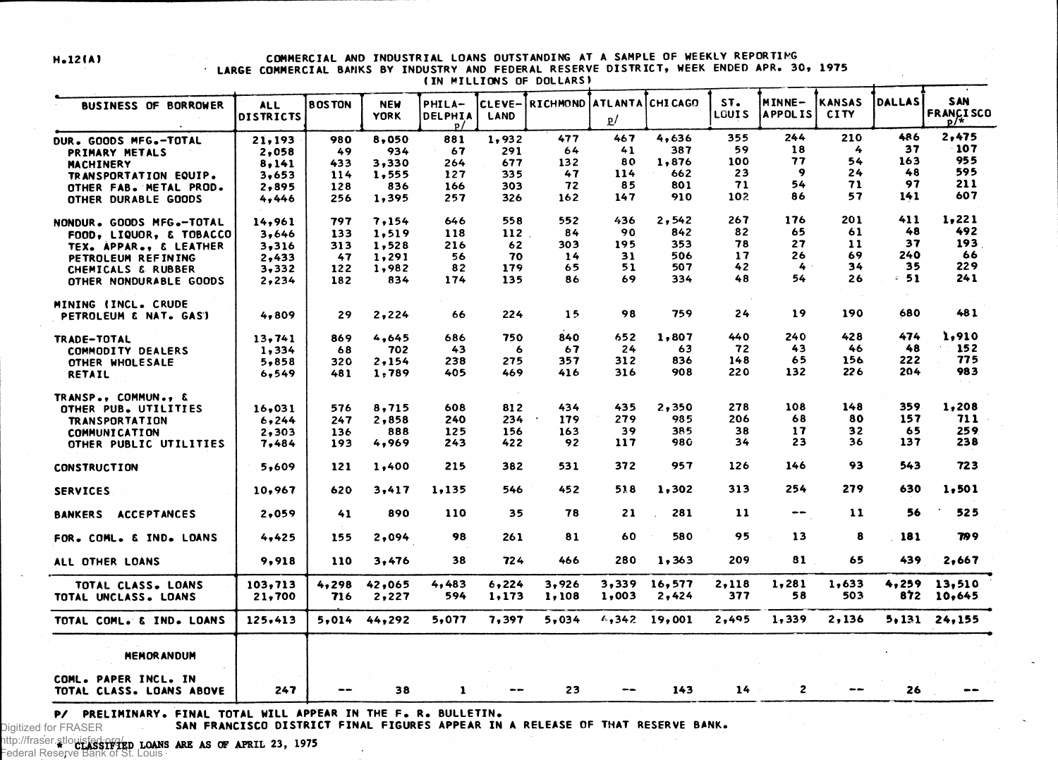H.12(A)

COMMERCIAL AND INDUSTRIAL LOANS OUTSTANDING AT A SAMPLE OF WEEKLY REPORTING LARGE COMMERCIAL BANKS BY INDUSTRY AND FEDERAL RESERVE DISTRICT, WEEK ENDED APR. 30, 1975
(IN MILLIONS OF DOLLARS)

| BUSINESS OF BORROWER | ALL DISTRICTS | BOSTON | NEW YORK | PHILA-DELPHIA p/ | CLEVE-LAND | RICHMOND | ATLANTA p/ | CHICAGO | ST. LOUIS | MINNE-APOLIS | KANSAS CITY | DALLAS | SAN FRANCISCO p/* |
|---|---|---|---|---|---|---|---|---|---|---|---|---|---|
| DUR. GOODS MFG.-TOTAL | 21,193 | 980 | 8,050 | 881 | 1,932 | 477 | 467 | 4,636 | 355 | 244 | 210 | 486 | 2,475 |
| PRIMARY METALS | 2,058 | 49 | 934 | 67 | 291 | 64 | 41 | 387 | 59 | 18 | 4 | 37 | 107 |
| MACHINERY | 8,141 | 433 | 3,330 | 264 | 677 | 132 | 80 | 1,876 | 100 | 77 | 54 | 163 | 955 |
| TRANSPORTATION EQUIP. | 3,653 | 114 | 1,555 | 127 | 335 | 47 | 114 | 662 | 23 | 9 | 24 | 48 | 595 |
| OTHER FAB. METAL PROD. | 2,895 | 128 | 836 | 166 | 303 | 72 | 85 | 801 | 71 | 54 | 71 | 97 | 211 |
| OTHER DURABLE GOODS | 4,446 | 256 | 1,395 | 257 | 326 | 162 | 147 | 910 | 102 | 86 | 57 | 141 | 607 |
| NONDUR. GOODS MFG.-TOTAL | 14,961 | 797 | 7,154 | 646 | 558 | 552 | 436 | 2,542 | 267 | 176 | 201 | 411 | 1,221 |
| FOOD, LIQUOR, & TOBACCO | 3,646 | 133 | 1,519 | 118 | 112 | 84 | 90 | 842 | 82 | 65 | 61 | 48 | 492 |
| TEX. APPAR., & LEATHER | 3,316 | 313 | 1,528 | 216 | 62 | 303 | 195 | 353 | 78 | 27 | 11 | 37 | 193 |
| PETROLEUM REFINING | 2,433 | 47 | 1,291 | 56 | 70 | 14 | 31 | 506 | 17 | 26 | 69 | 240 | 66 |
| CHEMICALS & RUBBER | 3,332 | 122 | 1,982 | 82 | 179 | 65 | 51 | 507 | 42 | 4 | 34 | 35 | 229 |
| OTHER NONDURABLE GOODS | 2,234 | 182 | 834 | 174 | 135 | 86 | 69 | 334 | 48 | 54 | 26 | 51 | 241 |
| MINING (INCL. CRUDE PETROLEUM & NAT. GAS) | 4,809 | 29 | 2,224 | 66 | 224 | 15 | 98 | 759 | 24 | 19 | 190 | 680 | 481 |
| TRADE-TOTAL | 13,741 | 869 | 4,645 | 686 | 750 | 840 | 652 | 1,807 | 440 | 240 | 428 | 474 | 1,910 |
| COMMODITY DEALERS | 1,334 | 68 | 702 | 43 | 6 | 67 | 24 | 63 | 72 | 43 | 46 | 48 | 152 |
| OTHER WHOLESALE | 5,858 | 320 | 2,154 | 238 | 275 | 357 | 312 | 836 | 148 | 65 | 156 | 222 | 775 |
| RETAIL | 6,549 | 481 | 1,789 | 405 | 469 | 416 | 316 | 908 | 220 | 132 | 226 | 204 | 983 |
| TRANSP., COMMUN., & OTHER PUB. UTILITIES | 16,031 | 576 | 8,715 | 608 | 812 | 434 | 435 | 2,350 | 278 | 108 | 148 | 359 | 1,208 |
| TRANSPORTATION | 6,244 | 247 | 2,858 | 240 | 234 | 179 | 279 | 985 | 206 | 68 | 80 | 157 | 711 |
| COMMUNICATION | 2,303 | 136 | 888 | 125 | 156 | 163 | 39 | 385 | 38 | 17 | 32 | 65 | 259 |
| OTHER PUBLIC UTILITIES | 7,484 | 193 | 4,969 | 243 | 422 | 92 | 117 | 980 | 34 | 23 | 36 | 137 | 238 |
| CONSTRUCTION | 5,609 | 121 | 1,400 | 215 | 382 | 531 | 372 | 957 | 126 | 146 | 93 | 543 | 723 |
| SERVICES | 10,967 | 620 | 3,417 | 1,135 | 546 | 452 | 518 | 1,302 | 313 | 254 | 279 | 630 | 1,501 |
| BANKERS ACCEPTANCES | 2,059 | 41 | 890 | 110 | 35 | 78 | 21 | 281 | 11 | -- | 11 | 56 | 525 |
| FOR. COML. & IND. LOANS | 4,425 | 155 | 2,094 | 98 | 261 | 81 | 60 | 580 | 95 | 13 | 8 | 181 | 799 |
| ALL OTHER LOANS | 9,918 | 110 | 3,476 | 38 | 724 | 466 | 280 | 1,363 | 209 | 81 | 65 | 439 | 2,667 |
| TOTAL CLASS. LOANS | 103,713 | 4,298 | 42,065 | 4,483 | 6,224 | 3,926 | 3,339 | 16,577 | 2,118 | 1,281 | 1,633 | 4,259 | 13,510 |
| TOTAL UNCLASS. LOANS | 21,700 | 716 | 2,227 | 594 | 1,173 | 1,108 | 1,003 | 2,424 | 377 | 58 | 503 | 872 | 10,645 |
| TOTAL COML. & IND. LOANS | 125,413 | 5,014 | 44,292 | 5,077 | 7,397 | 5,034 | 4,342 | 19,001 | 2,495 | 1,339 | 2,136 | 5,131 | 24,155 |
| MEMORANDUM | | | | | | | | | | | | | |
| COML. PAPER INCL. IN TOTAL CLASS. LOANS ABOVE | 247 | -- | 38 | 1 | -- | 23 | -- | 143 | 14 | 2 | -- | 26 | -- |

P/ PRELIMINARY. FINAL TOTAL WILL APPEAR IN THE F. R. BULLETIN.
SAN FRANCISCO DISTRICT FINAL FIGURES APPEAR IN A RELEASE OF THAT RESERVE BANK.

* CLASSIFIED LOANS ARE AS OF APRIL 23, 1975